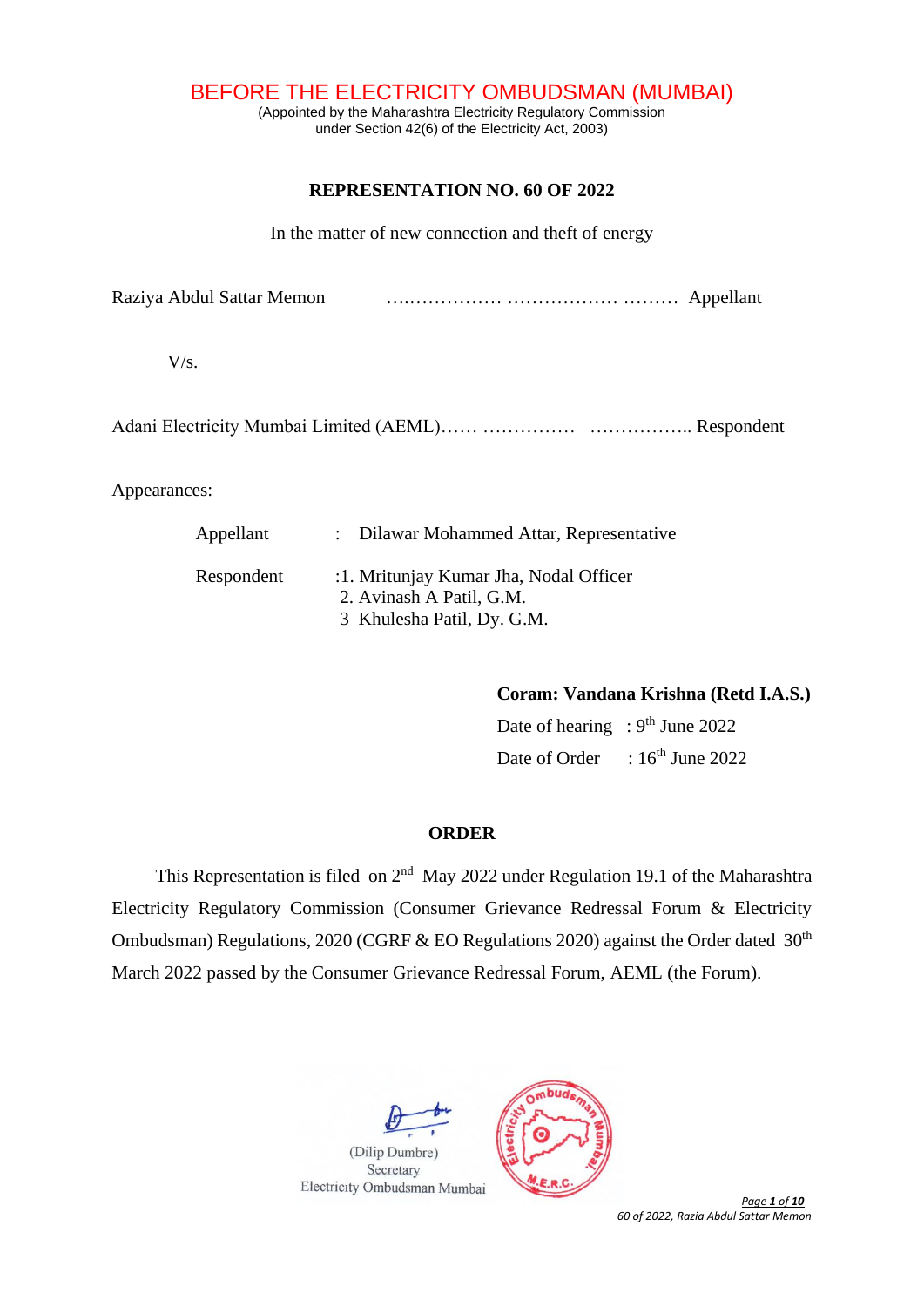# BEFORE THE ELECTRICITY OMBUDSMAN (MUMBAI)

(Appointed by the Maharashtra Electricity Regulatory Commission
under Section 42(6) of the Electricity Act, 2003)

## REPRESENTATION NO. 60 OF 2022

In the matter of new connection and theft of energy

Raziya Abdul Sattar Memon ……………… ……………… ……… Appellant

V/s.

Adani Electricity Mumbai Limited (AEML)…… …………… …………….. Respondent

Appearances:

Appellant : Dilawar Mohammed Attar, Representative

Respondent :
1. Mritunjay Kumar Jha, Nodal Officer
2. Avinash A Patil, G.M.
3. Khulesha Patil, Dy. G.M.

**Coram: Vandana Krishna (Retd I.A.S.)**

Date of hearing : 9th June 2022

Date of Order : 16th June 2022

## ORDER

This Representation is filed on 2nd May 2022 under Regulation 19.1 of the Maharashtra Electricity Regulatory Commission (Consumer Grievance Redressal Forum & Electricity Ombudsman) Regulations, 2020 (CGRF & EO Regulations 2020) against the Order dated 30th March 2022 passed by the Consumer Grievance Redressal Forum, AEML (the Forum).

(Dilip Dumbre)
Secretary
Electricity Ombudsman Mumbai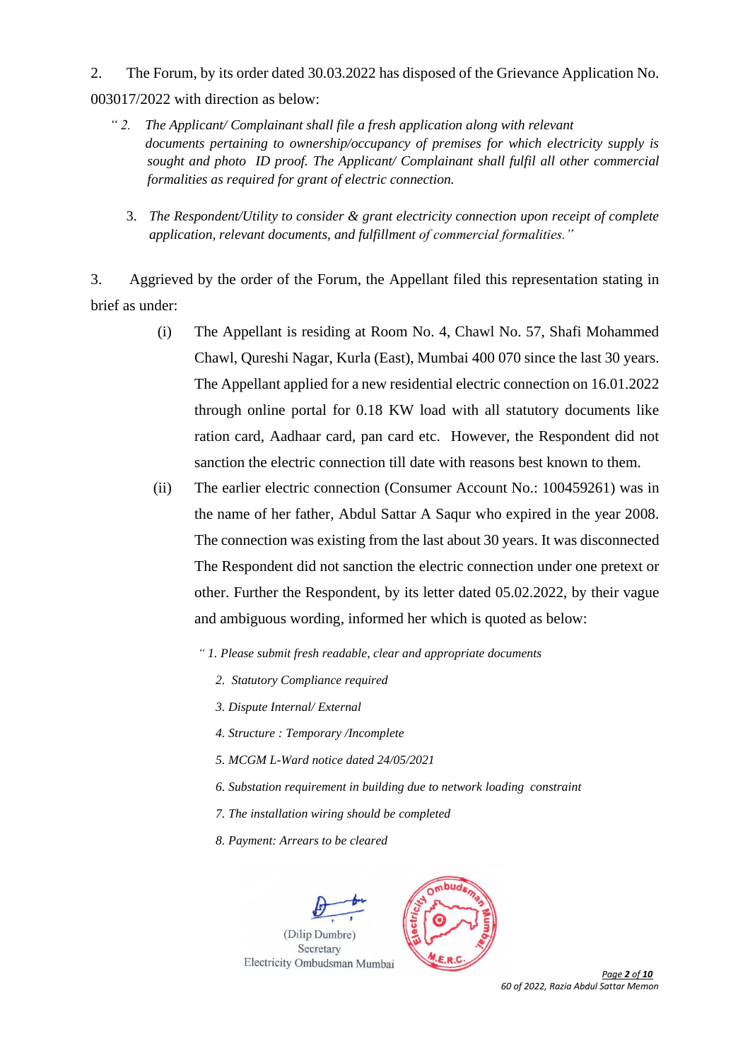2. The Forum, by its order dated 30.03.2022 has disposed of the Grievance Application No. 003017/2022 with direction as below:

> *" 2. The Applicant/ Complainant shall file a fresh application along with relevant documents pertaining to ownership/occupancy of premises for which electricity supply is sought and photo ID proof. The Applicant/ Complainant shall fulfil all other commercial formalities as required for grant of electric connection.*
>
> *3. The Respondent/Utility to consider & grant electricity connection upon receipt of complete application, relevant documents, and fulfillment of commercial formalities."*

3. Aggrieved by the order of the Forum, the Appellant filed this representation stating in brief as under:

(i) The Appellant is residing at Room No. 4, Chawl No. 57, Shafi Mohammed Chawl, Qureshi Nagar, Kurla (East), Mumbai 400 070 since the last 30 years. The Appellant applied for a new residential electric connection on 16.01.2022 through online portal for 0.18 KW load with all statutory documents like ration card, Aadhaar card, pan card etc. However, the Respondent did not sanction the electric connection till date with reasons best known to them.

(ii) The earlier electric connection (Consumer Account No.: 100459261) was in the name of her father, Abdul Sattar A Saqur who expired in the year 2008. The connection was existing from the last about 30 years. It was disconnected The Respondent did not sanction the electric connection under one pretext or other. Further the Respondent, by its letter dated 05.02.2022, by their vague and ambiguous wording, informed her which is quoted as below:

> *" 1. Please submit fresh readable, clear and appropriate documents*
>
> *2. Statutory Compliance required*
>
> *3. Dispute Internal/ External*
>
> *4. Structure : Temporary /Incomplete*
>
> *5. MCGM L-Ward notice dated 24/05/2021*
>
> *6. Substation requirement in building due to network loading constraint*
>
> *7. The installation wiring should be completed*
>
> *8. Payment: Arrears to be cleared*

(Dilip Dumbre)
Secretary
Electricity Ombudsman Mumbai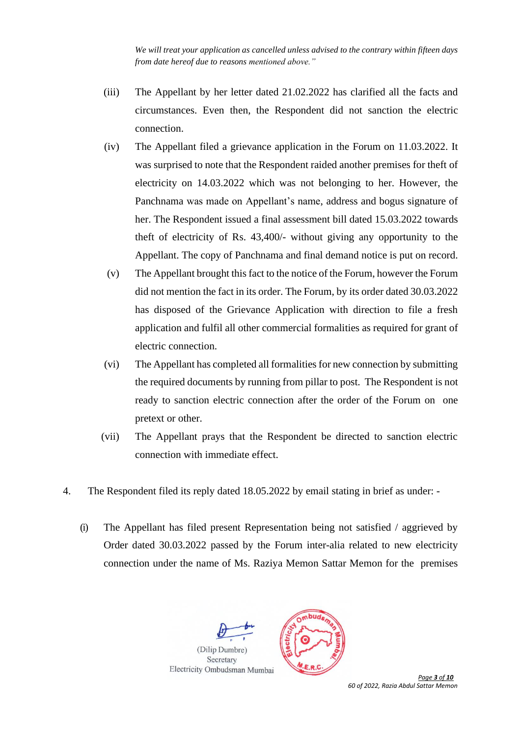*We will treat your application as cancelled unless advised to the contrary within fifteen days from date hereof due to reasons mentioned above."*

(iii) The Appellant by her letter dated 21.02.2022 has clarified all the facts and circumstances. Even then, the Respondent did not sanction the electric connection.

(iv) The Appellant filed a grievance application in the Forum on 11.03.2022. It was surprised to note that the Respondent raided another premises for theft of electricity on 14.03.2022 which was not belonging to her. However, the Panchnama was made on Appellant's name, address and bogus signature of her. The Respondent issued a final assessment bill dated 15.03.2022 towards theft of electricity of Rs. 43,400/- without giving any opportunity to the Appellant. The copy of Panchnama and final demand notice is put on record.

(v) The Appellant brought this fact to the notice of the Forum, however the Forum did not mention the fact in its order. The Forum, by its order dated 30.03.2022 has disposed of the Grievance Application with direction to file a fresh application and fulfil all other commercial formalities as required for grant of electric connection.

(vi) The Appellant has completed all formalities for new connection by submitting the required documents by running from pillar to post. The Respondent is not ready to sanction electric connection after the order of the Forum on one pretext or other.

(vii) The Appellant prays that the Respondent be directed to sanction electric connection with immediate effect.

4. The Respondent filed its reply dated 18.05.2022 by email stating in brief as under: -

(i) The Appellant has filed present Representation being not satisfied / aggrieved by Order dated 30.03.2022 passed by the Forum inter-alia related to new electricity connection under the name of Ms. Raziya Memon Sattar Memon for the premises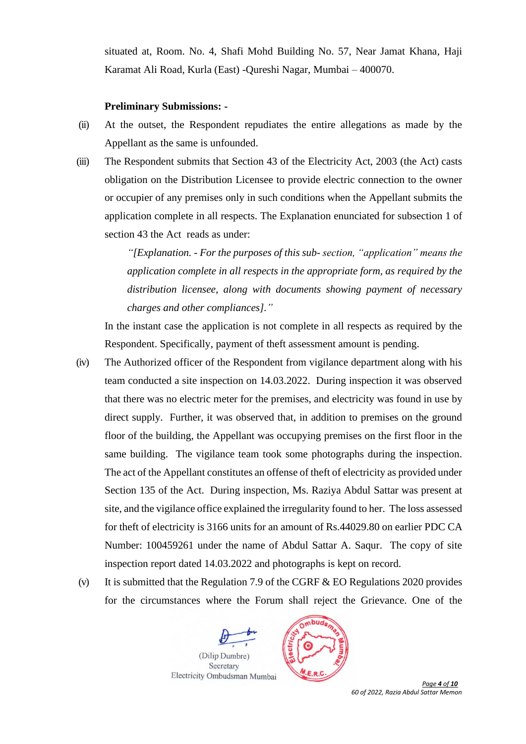situated at, Room. No. 4, Shafi Mohd Building No. 57, Near Jamat Khana, Haji Karamat Ali Road, Kurla (East) -Qureshi Nagar, Mumbai – 400070.

**Preliminary Submissions: -**

(ii) At the outset, the Respondent repudiates the entire allegations as made by the Appellant as the same is unfounded.

(iii) The Respondent submits that Section 43 of the Electricity Act, 2003 (the Act) casts obligation on the Distribution Licensee to provide electric connection to the owner or occupier of any premises only in such conditions when the Appellant submits the application complete in all respects. The Explanation enunciated for subsection 1 of section 43 the Act reads as under:

> *"[Explanation. - For the purposes of this sub- section, "application" means the application complete in all respects in the appropriate form, as required by the distribution licensee, along with documents showing payment of necessary charges and other compliances]."*

In the instant case the application is not complete in all respects as required by the Respondent. Specifically, payment of theft assessment amount is pending.

(iv) The Authorized officer of the Respondent from vigilance department along with his team conducted a site inspection on 14.03.2022. During inspection it was observed that there was no electric meter for the premises, and electricity was found in use by direct supply. Further, it was observed that, in addition to premises on the ground floor of the building, the Appellant was occupying premises on the first floor in the same building. The vigilance team took some photographs during the inspection. The act of the Appellant constitutes an offense of theft of electricity as provided under Section 135 of the Act. During inspection, Ms. Raziya Abdul Sattar was present at site, and the vigilance office explained the irregularity found to her. The loss assessed for theft of electricity is 3166 units for an amount of Rs.44029.80 on earlier PDC CA Number: 100459261 under the name of Abdul Sattar A. Saqur. The copy of site inspection report dated 14.03.2022 and photographs is kept on record.

(v) It is submitted that the Regulation 7.9 of the CGRF & EO Regulations 2020 provides for the circumstances where the Forum shall reject the Grievance. One of the

(Dilip Dumbre)
Secretary
Electricity Ombudsman Mumbai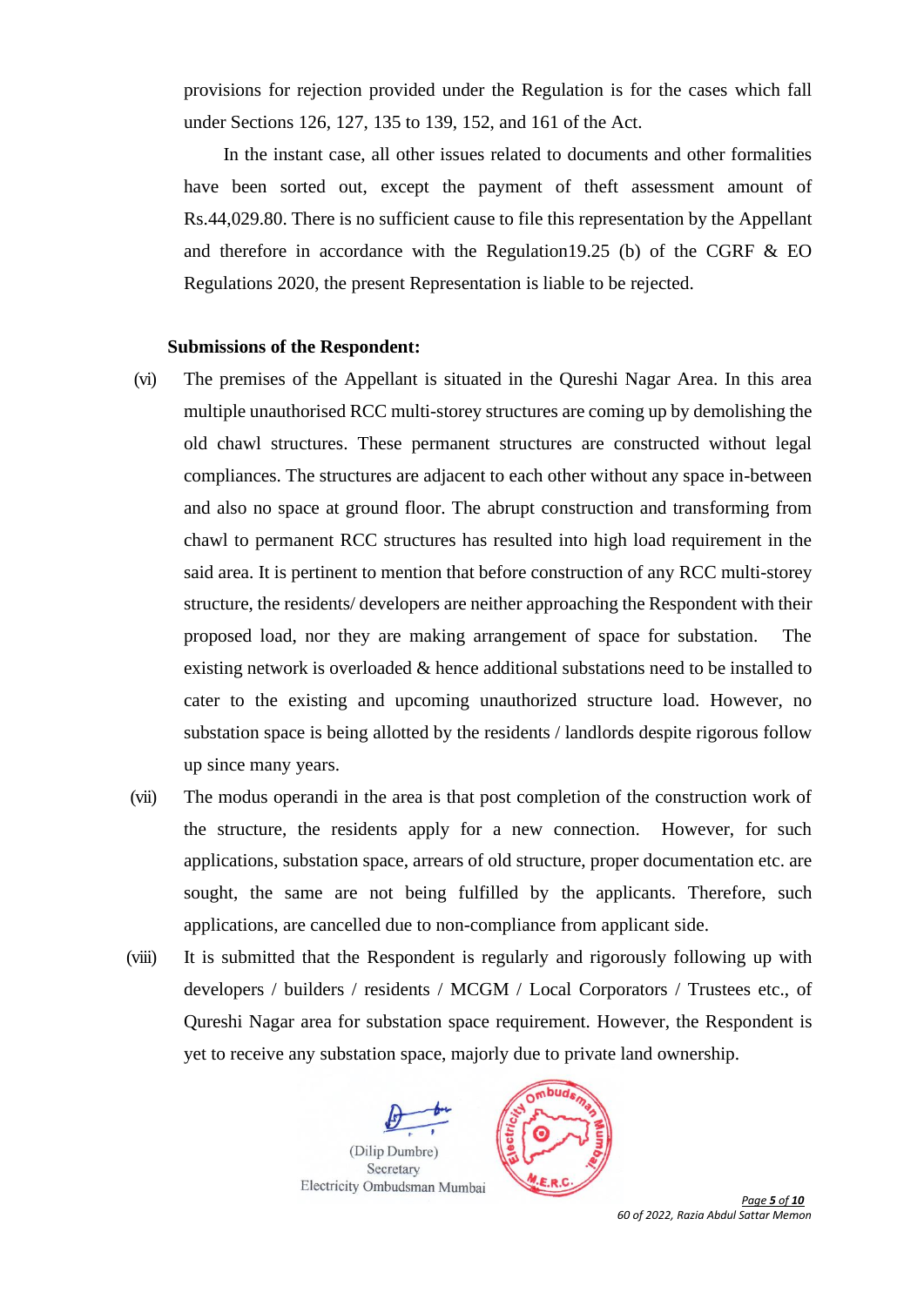provisions for rejection provided under the Regulation is for the cases which fall under Sections 126, 127, 135 to 139, 152, and 161 of the Act.

In the instant case, all other issues related to documents and other formalities have been sorted out, except the payment of theft assessment amount of Rs.44,029.80. There is no sufficient cause to file this representation by the Appellant and therefore in accordance with the Regulation19.25 (b) of the CGRF & EO Regulations 2020, the present Representation is liable to be rejected.

**Submissions of the Respondent:**

(vi) The premises of the Appellant is situated in the Qureshi Nagar Area. In this area multiple unauthorised RCC multi-storey structures are coming up by demolishing the old chawl structures. These permanent structures are constructed without legal compliances. The structures are adjacent to each other without any space in-between and also no space at ground floor. The abrupt construction and transforming from chawl to permanent RCC structures has resulted into high load requirement in the said area. It is pertinent to mention that before construction of any RCC multi-storey structure, the residents/ developers are neither approaching the Respondent with their proposed load, nor they are making arrangement of space for substation. The existing network is overloaded & hence additional substations need to be installed to cater to the existing and upcoming unauthorized structure load. However, no substation space is being allotted by the residents / landlords despite rigorous follow up since many years.

(vii) The modus operandi in the area is that post completion of the construction work of the structure, the residents apply for a new connection. However, for such applications, substation space, arrears of old structure, proper documentation etc. are sought, the same are not being fulfilled by the applicants. Therefore, such applications, are cancelled due to non-compliance from applicant side.

(viii) It is submitted that the Respondent is regularly and rigorously following up with developers / builders / residents / MCGM / Local Corporators / Trustees etc., of Qureshi Nagar area for substation space requirement. However, the Respondent is yet to receive any substation space, majorly due to private land ownership.

(Dilip Dumbre)
Secretary
Electricity Ombudsman Mumbai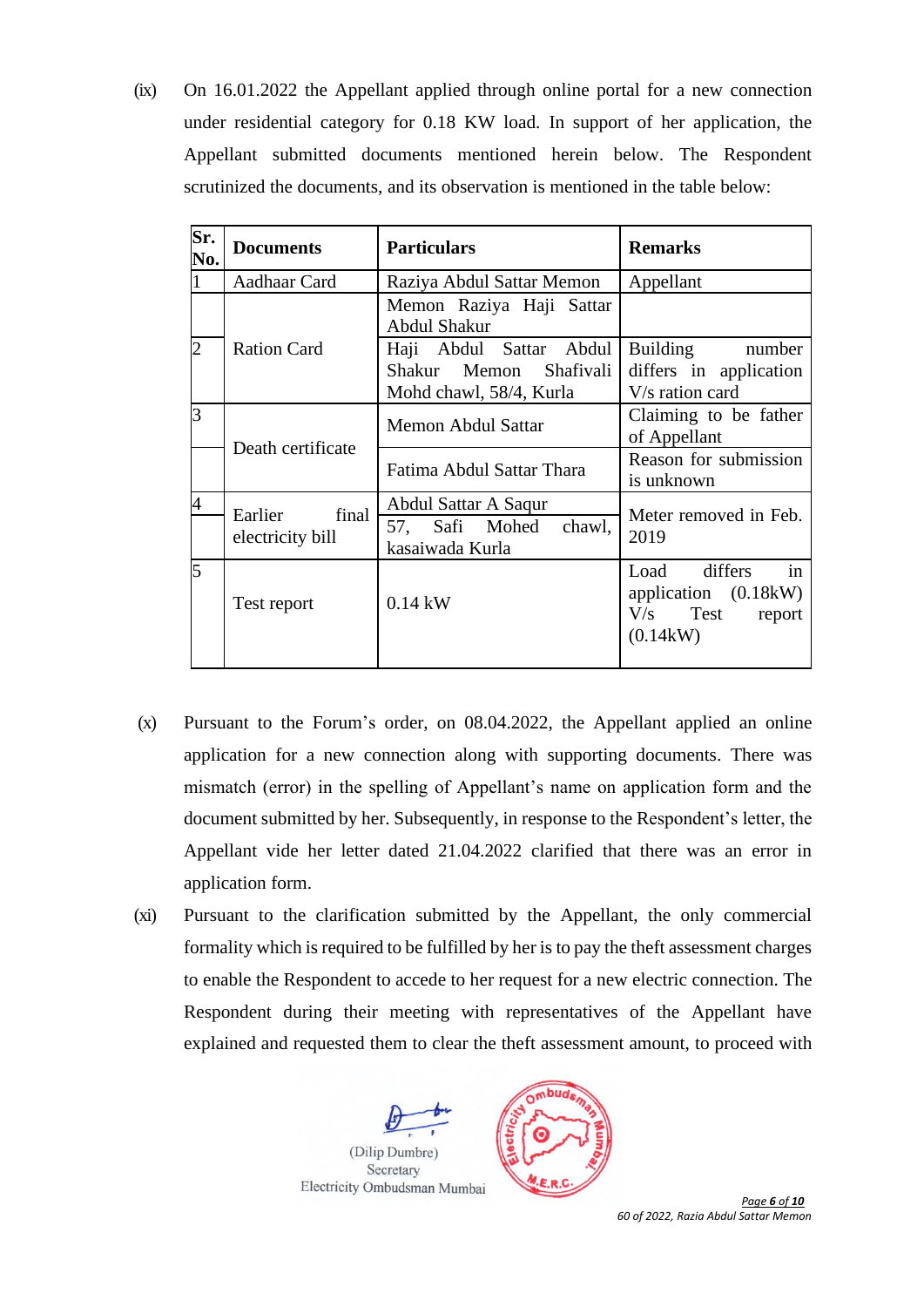(ix) On 16.01.2022 the Appellant applied through online portal for a new connection under residential category for 0.18 KW load. In support of her application, the Appellant submitted documents mentioned herein below. The Respondent scrutinized the documents, and its observation is mentioned in the table below:

| Sr. No. | Documents | Particulars | Remarks |
|---|---|---|---|
| 1 | Aadhaar Card | Raziya Abdul Sattar Memon | Appellant |
| 2 | Ration Card | Memon Raziya Haji Sattar Abdul Shakur | |
| | | Haji Abdul Sattar Abdul Shakur Memon Shafivali Mohd chawl, 58/4, Kurla | Building number differs in application V/s ration card |
| 3 | Death certificate | Memon Abdul Sattar | Claiming to be father of Appellant |
| | | Fatima Abdul Sattar Thara | Reason for submission is unknown |
| 4 | Earlier final electricity bill | Abdul Sattar A Saqur | Meter removed in Feb. 2019 |
| | | 57, Safi Mohed chawl, kasaiwada Kurla | |
| 5 | Test report | 0.14 kW | Load differs in application (0.18kW) V/s Test report (0.14kW) |

(x) Pursuant to the Forum's order, on 08.04.2022, the Appellant applied an online application for a new connection along with supporting documents. There was mismatch (error) in the spelling of Appellant's name on application form and the document submitted by her. Subsequently, in response to the Respondent's letter, the Appellant vide her letter dated 21.04.2022 clarified that there was an error in application form.

(xi) Pursuant to the clarification submitted by the Appellant, the only commercial formality which is required to be fulfilled by her is to pay the theft assessment charges to enable the Respondent to accede to her request for a new electric connection. The Respondent during their meeting with representatives of the Appellant have explained and requested them to clear the theft assessment amount, to proceed with

(Dilip Dumbre)
Secretary
Electricity Ombudsman Mumbai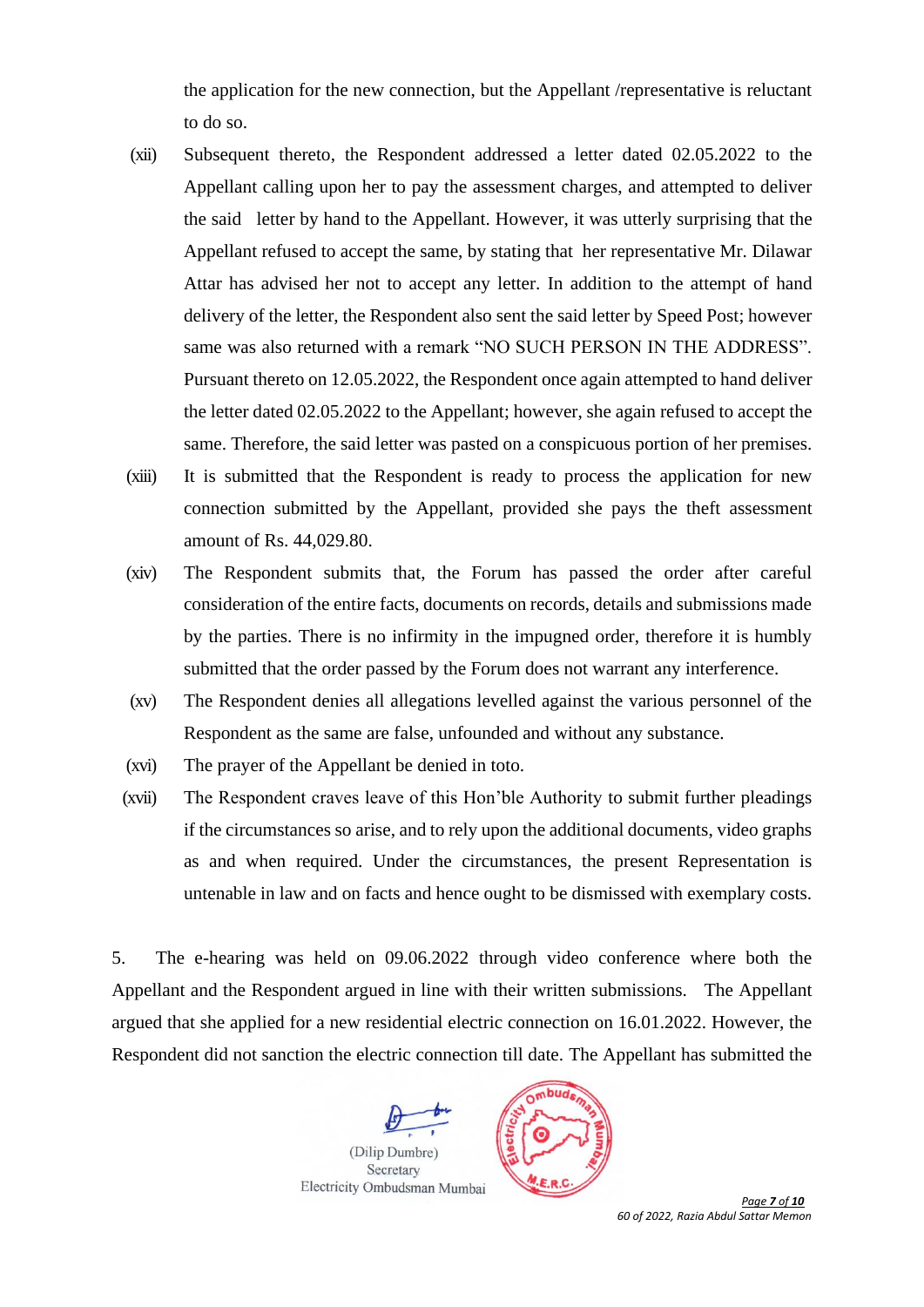the application for the new connection, but the Appellant /representative is reluctant to do so.

(xii) Subsequent thereto, the Respondent addressed a letter dated 02.05.2022 to the Appellant calling upon her to pay the assessment charges, and attempted to deliver the said letter by hand to the Appellant. However, it was utterly surprising that the Appellant refused to accept the same, by stating that her representative Mr. Dilawar Attar has advised her not to accept any letter. In addition to the attempt of hand delivery of the letter, the Respondent also sent the said letter by Speed Post; however same was also returned with a remark "NO SUCH PERSON IN THE ADDRESS". Pursuant thereto on 12.05.2022, the Respondent once again attempted to hand deliver the letter dated 02.05.2022 to the Appellant; however, she again refused to accept the same. Therefore, the said letter was pasted on a conspicuous portion of her premises.

(xiii) It is submitted that the Respondent is ready to process the application for new connection submitted by the Appellant, provided she pays the theft assessment amount of Rs. 44,029.80.

(xiv) The Respondent submits that, the Forum has passed the order after careful consideration of the entire facts, documents on records, details and submissions made by the parties. There is no infirmity in the impugned order, therefore it is humbly submitted that the order passed by the Forum does not warrant any interference.

(xv) The Respondent denies all allegations levelled against the various personnel of the Respondent as the same are false, unfounded and without any substance.

(xvi) The prayer of the Appellant be denied in toto.

(xvii) The Respondent craves leave of this Hon'ble Authority to submit further pleadings if the circumstances so arise, and to rely upon the additional documents, video graphs as and when required. Under the circumstances, the present Representation is untenable in law and on facts and hence ought to be dismissed with exemplary costs.

5. The e-hearing was held on 09.06.2022 through video conference where both the Appellant and the Respondent argued in line with their written submissions. The Appellant argued that she applied for a new residential electric connection on 16.01.2022. However, the Respondent did not sanction the electric connection till date. The Appellant has submitted the

(Dilip Dumbre)
Secretary
Electricity Ombudsman Mumbai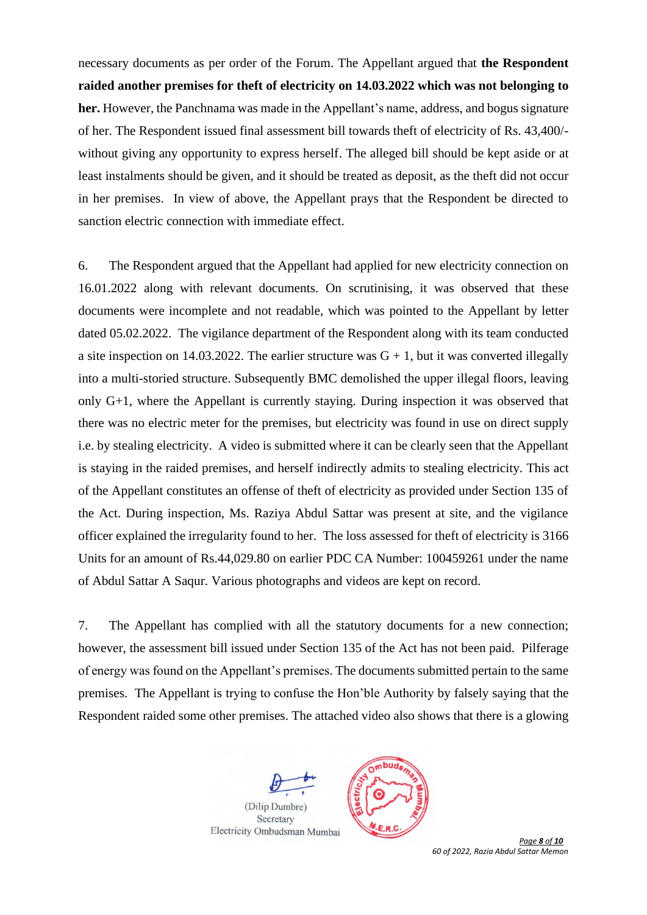necessary documents as per order of the Forum. The Appellant argued that **the Respondent raided another premises for theft of electricity on 14.03.2022 which was not belonging to her.** However, the Panchnama was made in the Appellant's name, address, and bogus signature of her. The Respondent issued final assessment bill towards theft of electricity of Rs. 43,400/- without giving any opportunity to express herself. The alleged bill should be kept aside or at least instalments should be given, and it should be treated as deposit, as the theft did not occur in her premises. In view of above, the Appellant prays that the Respondent be directed to sanction electric connection with immediate effect.

6. The Respondent argued that the Appellant had applied for new electricity connection on 16.01.2022 along with relevant documents. On scrutinising, it was observed that these documents were incomplete and not readable, which was pointed to the Appellant by letter dated 05.02.2022. The vigilance department of the Respondent along with its team conducted a site inspection on 14.03.2022. The earlier structure was G + 1, but it was converted illegally into a multi-storied structure. Subsequently BMC demolished the upper illegal floors, leaving only G+1, where the Appellant is currently staying. During inspection it was observed that there was no electric meter for the premises, but electricity was found in use on direct supply i.e. by stealing electricity. A video is submitted where it can be clearly seen that the Appellant is staying in the raided premises, and herself indirectly admits to stealing electricity. This act of the Appellant constitutes an offense of theft of electricity as provided under Section 135 of the Act. During inspection, Ms. Raziya Abdul Sattar was present at site, and the vigilance officer explained the irregularity found to her. The loss assessed for theft of electricity is 3166 Units for an amount of Rs.44,029.80 on earlier PDC CA Number: 100459261 under the name of Abdul Sattar A Saqur. Various photographs and videos are kept on record.

7. The Appellant has complied with all the statutory documents for a new connection; however, the assessment bill issued under Section 135 of the Act has not been paid. Pilferage of energy was found on the Appellant's premises. The documents submitted pertain to the same premises. The Appellant is trying to confuse the Hon'ble Authority by falsely saying that the Respondent raided some other premises. The attached video also shows that there is a glowing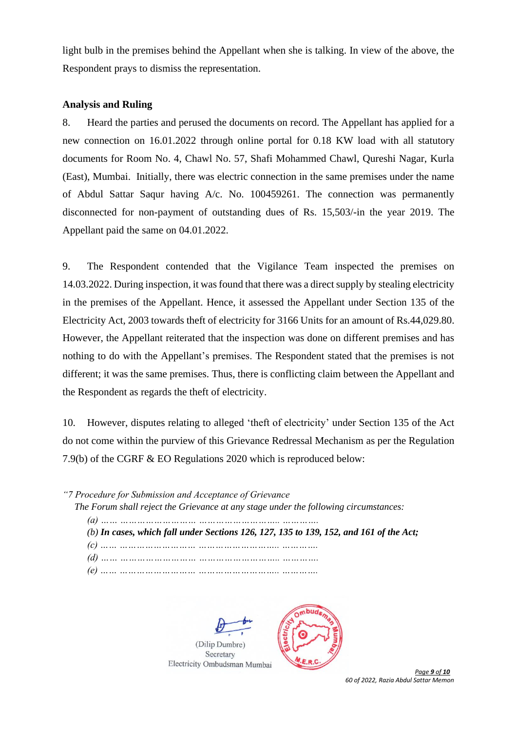light bulb in the premises behind the Appellant when she is talking. In view of the above, the Respondent prays to dismiss the representation.

**Analysis and Ruling**

8. Heard the parties and perused the documents on record. The Appellant has applied for a new connection on 16.01.2022 through online portal for 0.18 KW load with all statutory documents for Room No. 4, Chawl No. 57, Shafi Mohammed Chawl, Qureshi Nagar, Kurla (East), Mumbai. Initially, there was electric connection in the same premises under the name of Abdul Sattar Saqur having A/c. No. 100459261. The connection was permanently disconnected for non-payment of outstanding dues of Rs. 15,503/-in the year 2019. The Appellant paid the same on 04.01.2022.

9. The Respondent contended that the Vigilance Team inspected the premises on 14.03.2022. During inspection, it was found that there was a direct supply by stealing electricity in the premises of the Appellant. Hence, it assessed the Appellant under Section 135 of the Electricity Act, 2003 towards theft of electricity for 3166 Units for an amount of Rs.44,029.80. However, the Appellant reiterated that the inspection was done on different premises and has nothing to do with the Appellant's premises. The Respondent stated that the premises is not different; it was the same premises. Thus, there is conflicting claim between the Appellant and the Respondent as regards the theft of electricity.

10. However, disputes relating to alleged 'theft of electricity' under Section 135 of the Act do not come within the purview of this Grievance Redressal Mechanism as per the Regulation 7.9(b) of the CGRF & EO Regulations 2020 which is reproduced below:

*"7 Procedure for Submission and Acceptance of Grievance*

*The Forum shall reject the Grievance at any stage under the following circumstances:*

*(a) …… ……………………… ………………………….. ………….*

*(b)* ***In cases, which fall under Sections 126, 127, 135 to 139, 152, and 161 of the Act;***

*(c) …… ……………………… ………………………….. ………….*

*(d) …… ……………………… ………………………….. ………….*

*(e) …… ……………………… ………………………….. ………….*

(Dilip Dumbre)
Secretary
Electricity Ombudsman Mumbai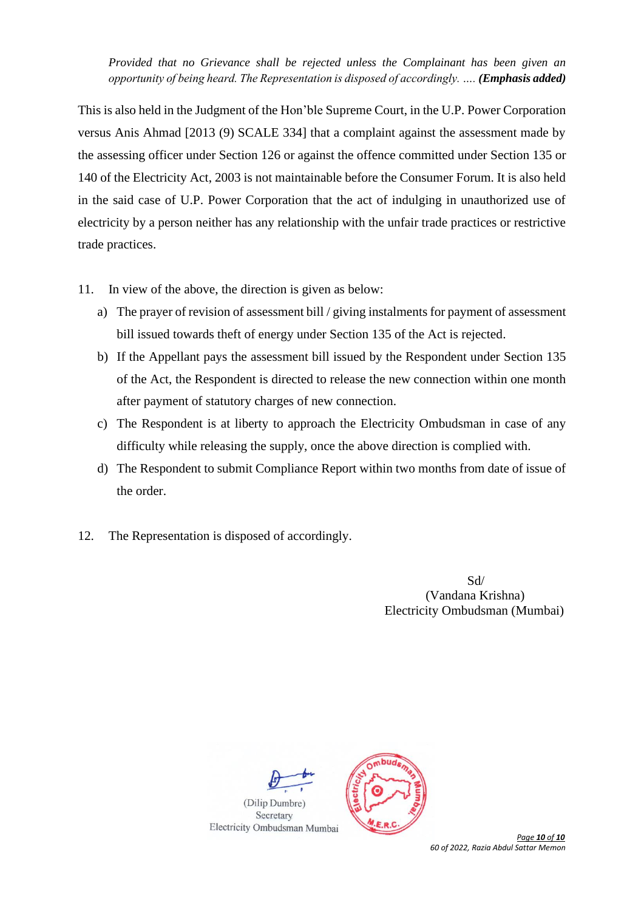*Provided that no Grievance shall be rejected unless the Complainant has been given an opportunity of being heard. The Representation is disposed of accordingly. ….* ***(Emphasis added)***

This is also held in the Judgment of the Hon'ble Supreme Court, in the U.P. Power Corporation versus Anis Ahmad [2013 (9) SCALE 334] that a complaint against the assessment made by the assessing officer under Section 126 or against the offence committed under Section 135 or 140 of the Electricity Act, 2003 is not maintainable before the Consumer Forum. It is also held in the said case of U.P. Power Corporation that the act of indulging in unauthorized use of electricity by a person neither has any relationship with the unfair trade practices or restrictive trade practices.

11. In view of the above, the direction is given as below:
   a) The prayer of revision of assessment bill / giving instalments for payment of assessment bill issued towards theft of energy under Section 135 of the Act is rejected.
   b) If the Appellant pays the assessment bill issued by the Respondent under Section 135 of the Act, the Respondent is directed to release the new connection within one month after payment of statutory charges of new connection.
   c) The Respondent is at liberty to approach the Electricity Ombudsman in case of any difficulty while releasing the supply, once the above direction is complied with.
   d) The Respondent to submit Compliance Report within two months from date of issue of the order.

12. The Representation is disposed of accordingly.

Sd/
(Vandana Krishna)
Electricity Ombudsman (Mumbai)

(Dilip Dumbre)
Secretary
Electricity Ombudsman Mumbai

Electricity Ombudsman Mumbai M.E.R.C.